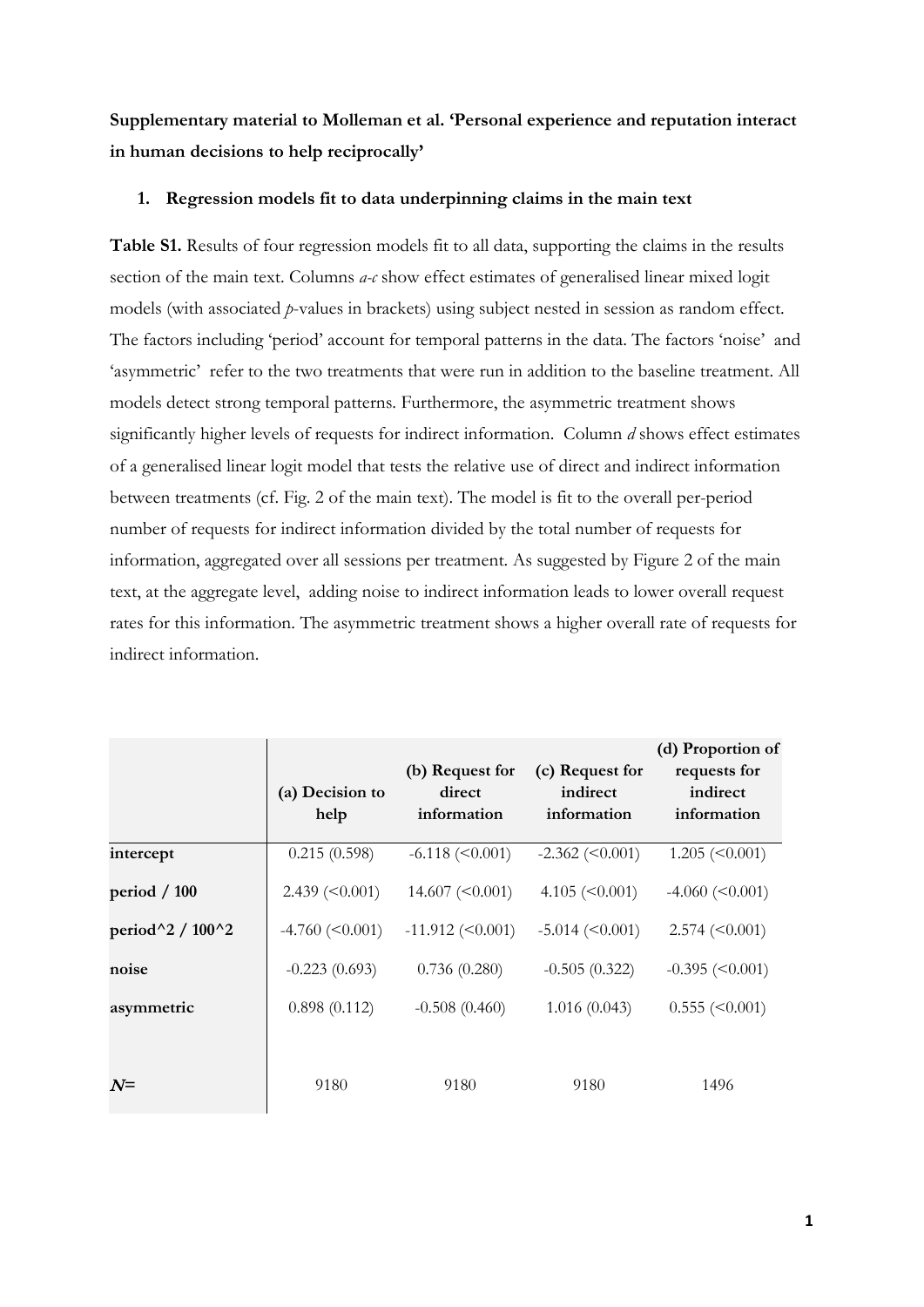**Supplementary material to Molleman et al. 'Personal experience and reputation interact in human decisions to help reciprocally'**

## 1. Regression models fit to data underpinning claims in the main text

**Table S1.** Results of four regression models fit to all data, supporting the claims in the results section of the main text. Columns *a-c* show effect estimates of generalised linear mixed logit models (with associated *p*-values in brackets) using subject nested in session as random effect. The factors including 'period' account for temporal patterns in the data. The factors 'noise' and 'asymmetric' refer to the two treatments that were run in addition to the baseline treatment. All models detect strong temporal patterns. Furthermore, the asymmetric treatment shows significantly higher levels of requests for indirect information. Column *d* shows effect estimates of a generalised linear logit model that tests the relative use of direct and indirect information between treatments (cf. Fig. 2 of the main text). The model is fit to the overall per-period number of requests for indirect information divided by the total number of requests for information, aggregated over all sessions per treatment. As suggested by Figure 2 of the main text, at the aggregate level, adding noise to indirect information leads to lower overall request rates for this information. The asymmetric treatment shows a higher overall rate of requests for indirect information.

| | (a) Decision to help | (b) Request for direct information | (c) Request for indirect information | (d) Proportion of requests for indirect information |
|---|---|---|---|---|
| **intercept** | 0.215 (0.598) | -6.118 (<0.001) | -2.362 (<0.001) | 1.205 (<0.001) |
| **period / 100** | 2.439 (<0.001) | 14.607 (<0.001) | 4.105 (<0.001) | -4.060 (<0.001) |
| **period^2 / 100^2** | -4.760 (<0.001) | -11.912 (<0.001) | -5.014 (<0.001) | 2.574 (<0.001) |
| **noise** | -0.223 (0.693) | 0.736 (0.280) | -0.505 (0.322) | -0.395 (<0.001) |
| **asymmetric** | 0.898 (0.112) | -0.508 (0.460) | 1.016 (0.043) | 0.555 (<0.001) |
| ***N*=** | 9180 | 9180 | 9180 | 1496 |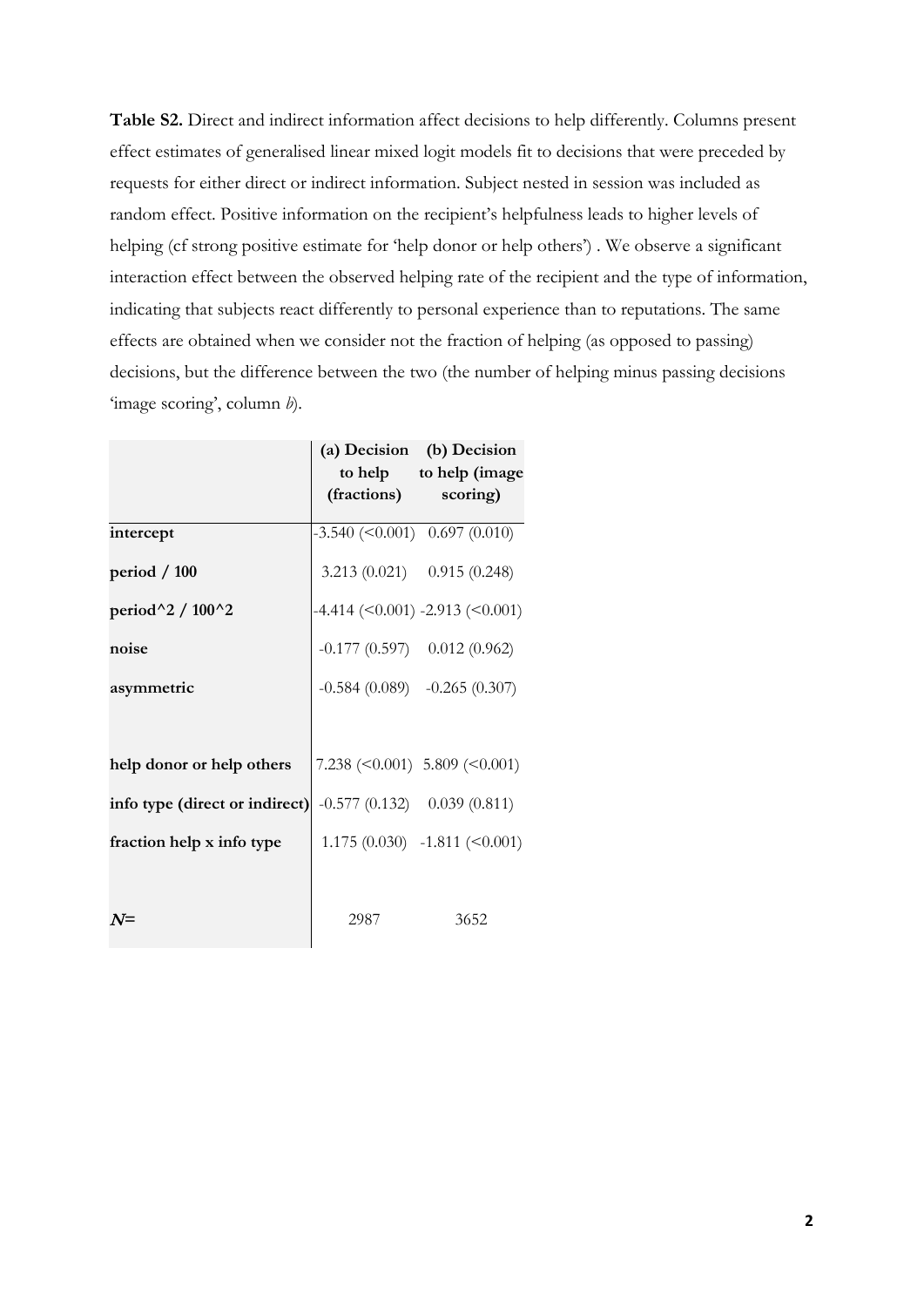**Table S2.** Direct and indirect information affect decisions to help differently. Columns present effect estimates of generalised linear mixed logit models fit to decisions that were preceded by requests for either direct or indirect information. Subject nested in session was included as random effect. Positive information on the recipient's helpfulness leads to higher levels of helping (cf strong positive estimate for 'help donor or help others') . We observe a significant interaction effect between the observed helping rate of the recipient and the type of information, indicating that subjects react differently to personal experience than to reputations. The same effects are obtained when we consider not the fraction of helping (as opposed to passing) decisions, but the difference between the two (the number of helping minus passing decisions 'image scoring', column *b*).

| | (a) Decision to help (fractions) | (b) Decision to help (image scoring) |
|---|---|---|
| **intercept** | -3.540 (<0.001) | 0.697 (0.010) |
| **period / 100** | 3.213 (0.021) | 0.915 (0.248) |
| **period^2 / 100^2** | -4.414 (<0.001) | -2.913 (<0.001) |
| **noise** | -0.177 (0.597) | 0.012 (0.962) |
| **asymmetric** | -0.584 (0.089) | -0.265 (0.307) |
| | | |
| **help donor or help others** | 7.238 (<0.001) | 5.809 (<0.001) |
| **info type (direct or indirect)** | -0.577 (0.132) | 0.039 (0.811) |
| **fraction help x info type** | 1.175 (0.030) | -1.811 (<0.001) |
| | | |
| ***N*=** | 2987 | 3652 |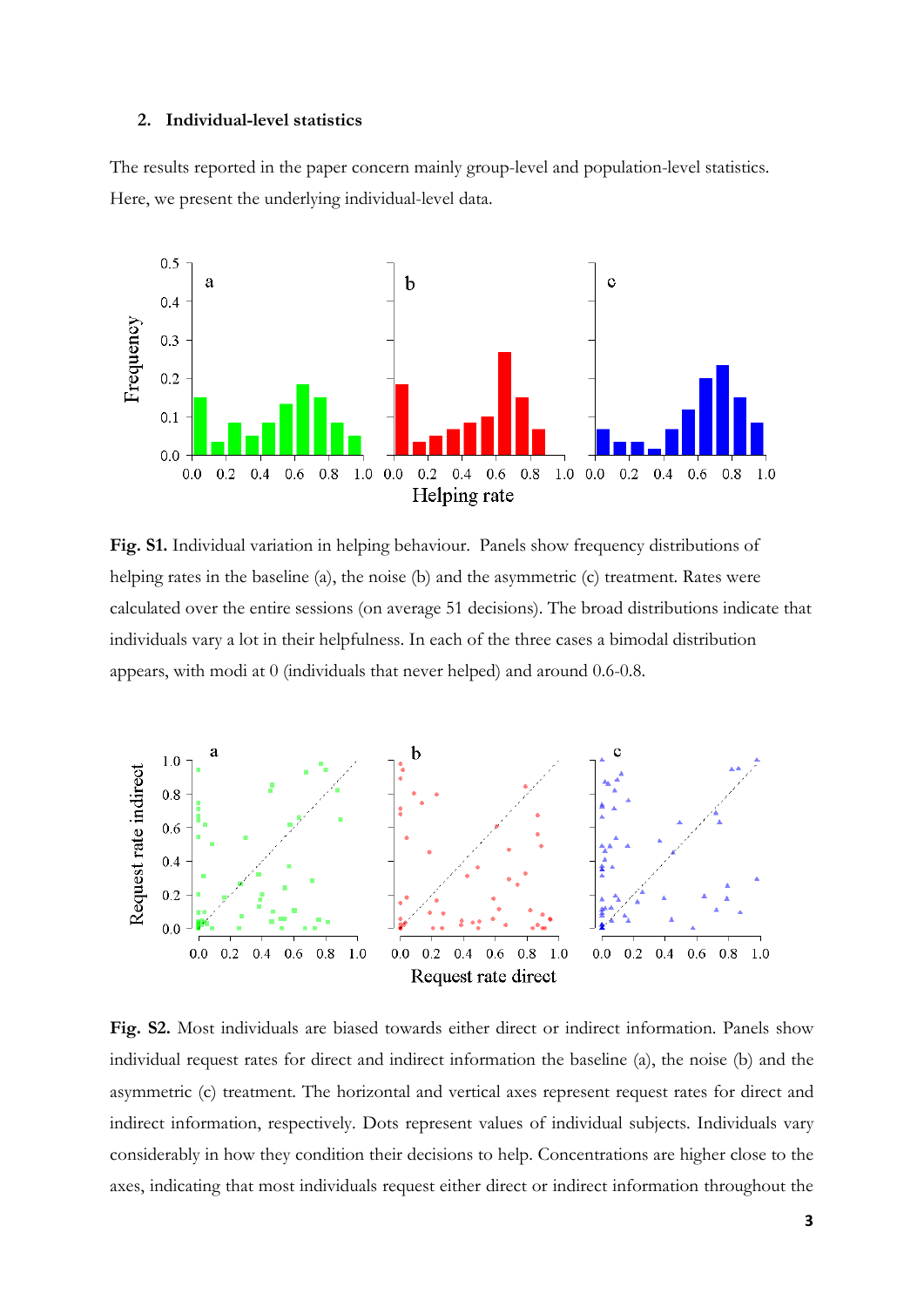## 2. Individual-level statistics

The results reported in the paper concern mainly group-level and population-level statistics. Here, we present the underlying individual-level data.

**Fig. S1.** Individual variation in helping behaviour. Panels show frequency distributions of helping rates in the baseline (a), the noise (b) and the asymmetric (c) treatment. Rates were calculated over the entire sessions (on average 51 decisions). The broad distributions indicate that individuals vary a lot in their helpfulness. In each of the three cases a bimodal distribution appears, with modi at 0 (individuals that never helped) and around 0.6-0.8.

**Fig. S2.** Most individuals are biased towards either direct or indirect information. Panels show individual request rates for direct and indirect information the baseline (a), the noise (b) and the asymmetric (c) treatment. The horizontal and vertical axes represent request rates for direct and indirect information, respectively. Dots represent values of individual subjects. Individuals vary considerably in how they condition their decisions to help. Concentrations are higher close to the axes, indicating that most individuals request either direct or indirect information throughout the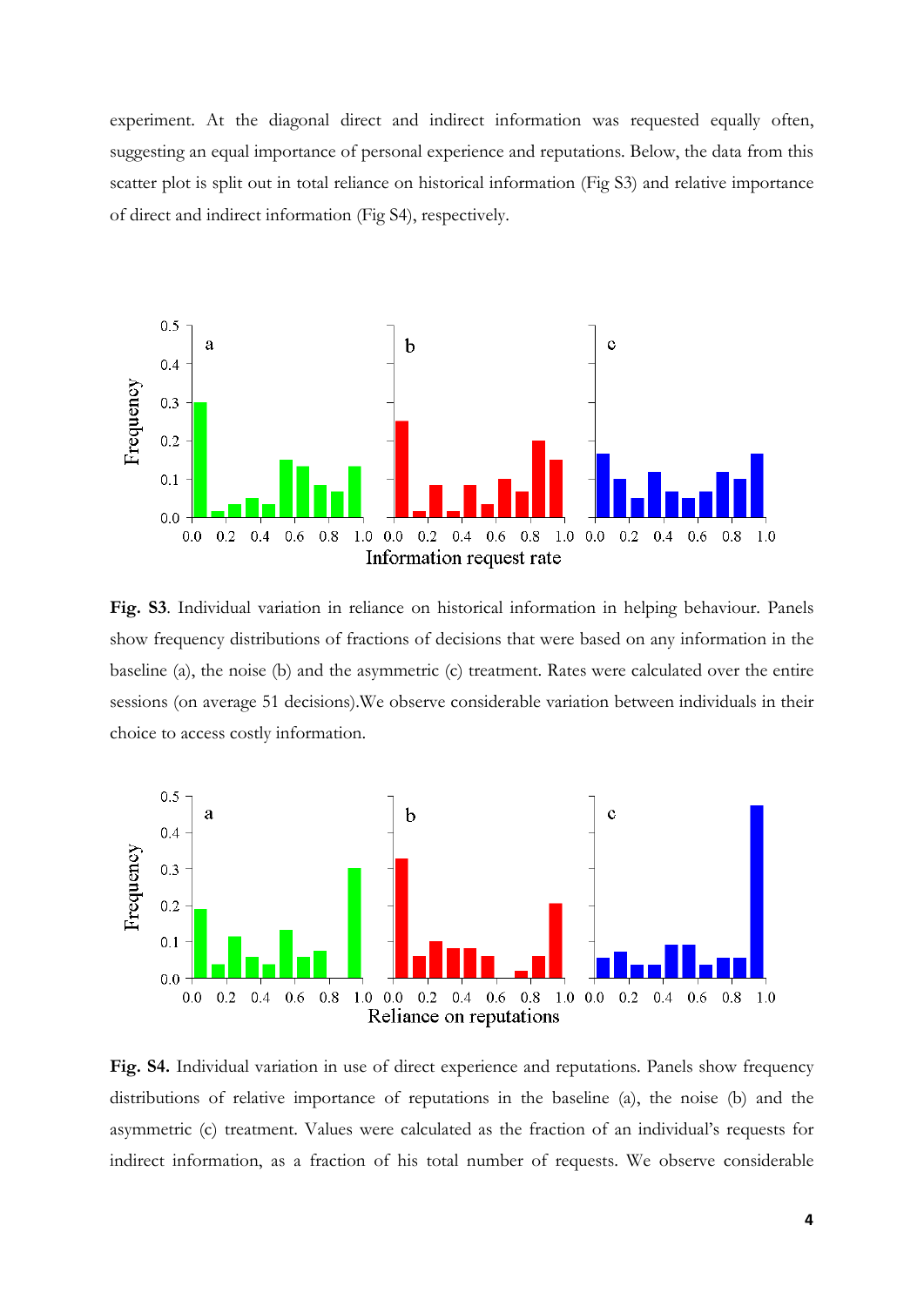experiment. At the diagonal direct and indirect information was requested equally often, suggesting an equal importance of personal experience and reputations. Below, the data from this scatter plot is split out in total reliance on historical information (Fig S3) and relative importance of direct and indirect information (Fig S4), respectively.

**Fig. S3**. Individual variation in reliance on historical information in helping behaviour. Panels show frequency distributions of fractions of decisions that were based on any information in the baseline (a), the noise (b) and the asymmetric (c) treatment. Rates were calculated over the entire sessions (on average 51 decisions).We observe considerable variation between individuals in their choice to access costly information.

**Fig. S4.** Individual variation in use of direct experience and reputations. Panels show frequency distributions of relative importance of reputations in the baseline (a), the noise (b) and the asymmetric (c) treatment. Values were calculated as the fraction of an individual's requests for indirect information, as a fraction of his total number of requests. We observe considerable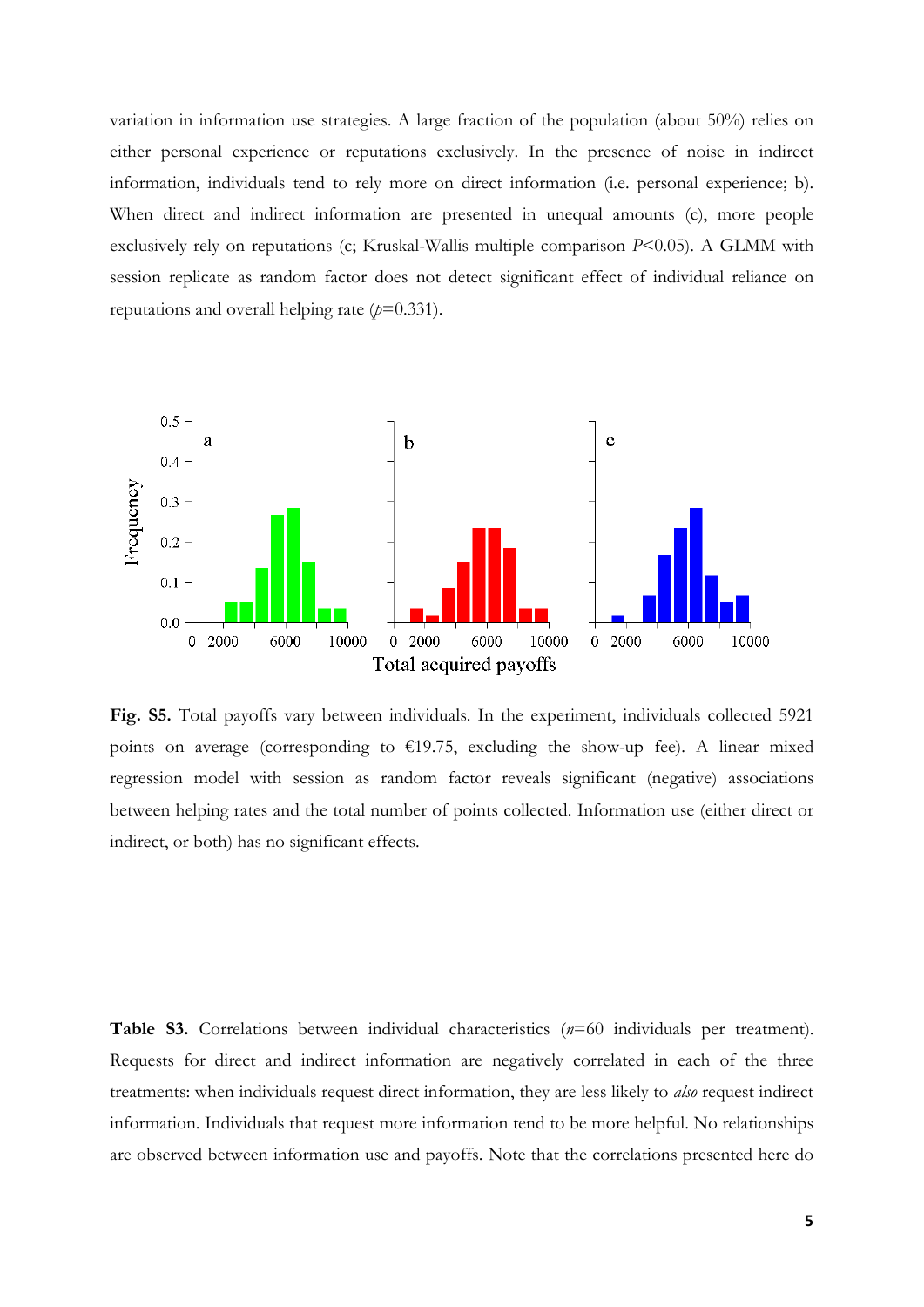variation in information use strategies. A large fraction of the population (about 50%) relies on either personal experience or reputations exclusively. In the presence of noise in indirect information, individuals tend to rely more on direct information (i.e. personal experience; b). When direct and indirect information are presented in unequal amounts (c), more people exclusively rely on reputations (c; Kruskal-Wallis multiple comparison $P<0.05$). A GLMM with session replicate as random factor does not detect significant effect of individual reliance on reputations and overall helping rate ($p=0.331$).

**Fig. S5.** Total payoffs vary between individuals. In the experiment, individuals collected 5921 points on average (corresponding to €19.75, excluding the show-up fee). A linear mixed regression model with session as random factor reveals significant (negative) associations between helping rates and the total number of points collected. Information use (either direct or indirect, or both) has no significant effects.

**Table S3.** Correlations between individual characteristics ($n=60$ individuals per treatment). Requests for direct and indirect information are negatively correlated in each of the three treatments: when individuals request direct information, they are less likely to *also* request indirect information. Individuals that request more information tend to be more helpful. No relationships are observed between information use and payoffs. Note that the correlations presented here do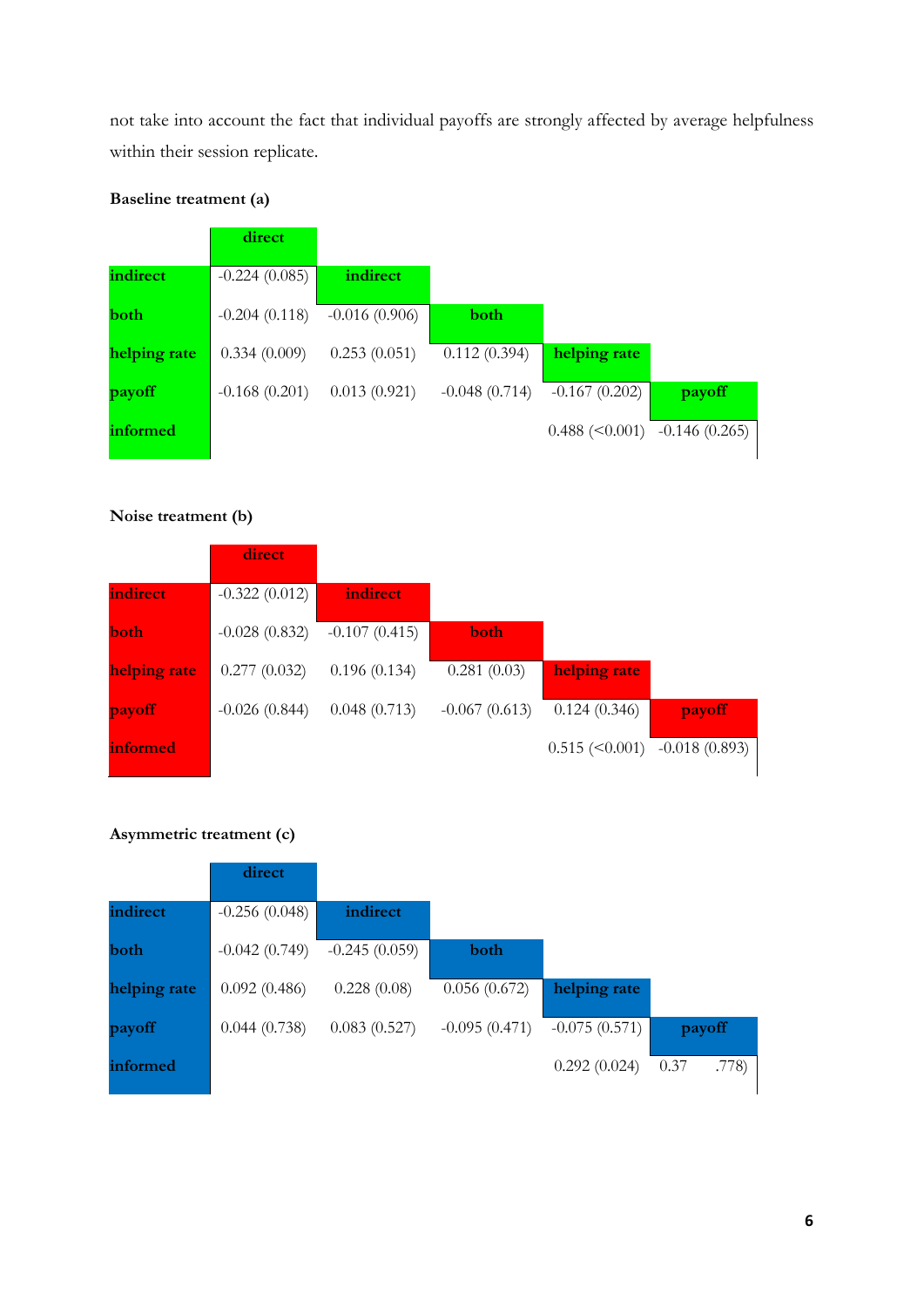not take into account the fact that individual payoffs are strongly affected by average helpfulness within their session replicate.

**Baseline treatment (a)**

| | direct | indirect | both | helping rate | payoff |
|---|---|---|---|---|---|
| indirect | -0.224 (0.085) | | | | |
| both | -0.204 (0.118) | -0.016 (0.906) | | | |
| helping rate | 0.334 (0.009) | 0.253 (0.051) | 0.112 (0.394) | | |
| payoff | -0.168 (0.201) | 0.013 (0.921) | -0.048 (0.714) | -0.167 (0.202) | |
| informed | | | | 0.488 (<0.001) | -0.146 (0.265) |

**Noise treatment (b)**

| | direct | indirect | both | helping rate | payoff |
|---|---|---|---|---|---|
| indirect | -0.322 (0.012) | | | | |
| both | -0.028 (0.832) | -0.107 (0.415) | | | |
| helping rate | 0.277 (0.032) | 0.196 (0.134) | 0.281 (0.03) | | |
| payoff | -0.026 (0.844) | 0.048 (0.713) | -0.067 (0.613) | 0.124 (0.346) | |
| informed | | | | 0.515 (<0.001) | -0.018 (0.893) |

**Asymmetric treatment (c)**

| | direct | indirect | both | helping rate | payoff |
|---|---|---|---|---|---|
| indirect | -0.256 (0.048) | | | | |
| both | -0.042 (0.749) | -0.245 (0.059) | | | |
| helping rate | 0.092 (0.486) | 0.228 (0.08) | 0.056 (0.672) | | |
| payoff | 0.044 (0.738) | 0.083 (0.527) | -0.095 (0.471) | -0.075 (0.571) | |
| informed | | | | 0.292 (0.024) | 0.37 .778) |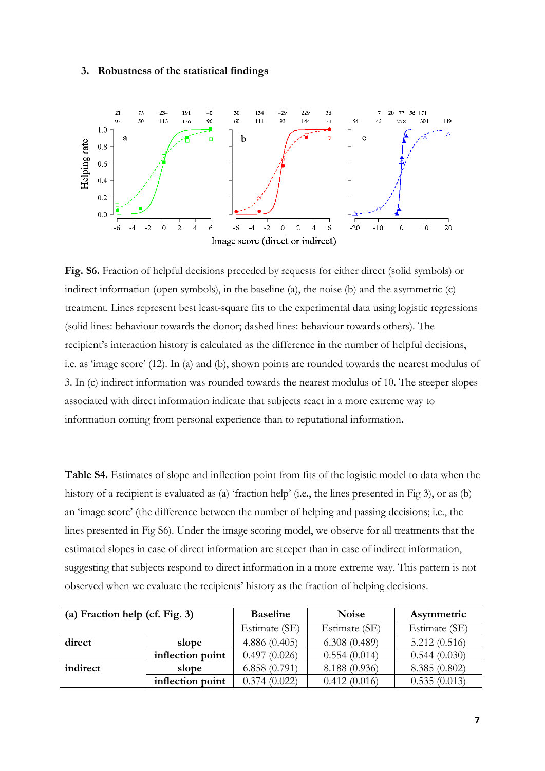### 3. Robustness of the statistical findings

**Fig. S6.** Fraction of helpful decisions preceded by requests for either direct (solid symbols) or indirect information (open symbols), in the baseline (a), the noise (b) and the asymmetric (c) treatment. Lines represent best least-square fits to the experimental data using logistic regressions (solid lines: behaviour towards the donor; dashed lines: behaviour towards others). The recipient's interaction history is calculated as the difference in the number of helpful decisions, i.e. as 'image score' (12). In (a) and (b), shown points are rounded towards the nearest modulus of 3. In (c) indirect information was rounded towards the nearest modulus of 10. The steeper slopes associated with direct information indicate that subjects react in a more extreme way to information coming from personal experience than to reputational information.

**Table S4.** Estimates of slope and inflection point from fits of the logistic model to data when the history of a recipient is evaluated as (a) 'fraction help' (i.e., the lines presented in Fig 3), or as (b) an 'image score' (the difference between the number of helping and passing decisions; i.e., the lines presented in Fig S6). Under the image scoring model, we observe for all treatments that the estimated slopes in case of direct information are steeper than in case of indirect information, suggesting that subjects respond to direct information in a more extreme way. This pattern is not observed when we evaluate the recipients' history as the fraction of helping decisions.

| **(a) Fraction help (cf. Fig. 3)** | | **Baseline** | **Noise** | **Asymmetric** |
|---|---|---|---|---|
| | | Estimate (SE) | Estimate (SE) | Estimate (SE) |
| **direct** | **slope** | 4.886 (0.405) | 6.308 (0.489) | 5.212 (0.516) |
| | **inflection point** | 0.497 (0.026) | 0.554 (0.014) | 0.544 (0.030) |
| **indirect** | **slope** | 6.858 (0.791) | 8.188 (0.936) | 8.385 (0.802) |
| | **inflection point** | 0.374 (0.022) | 0.412 (0.016) | 0.535 (0.013) |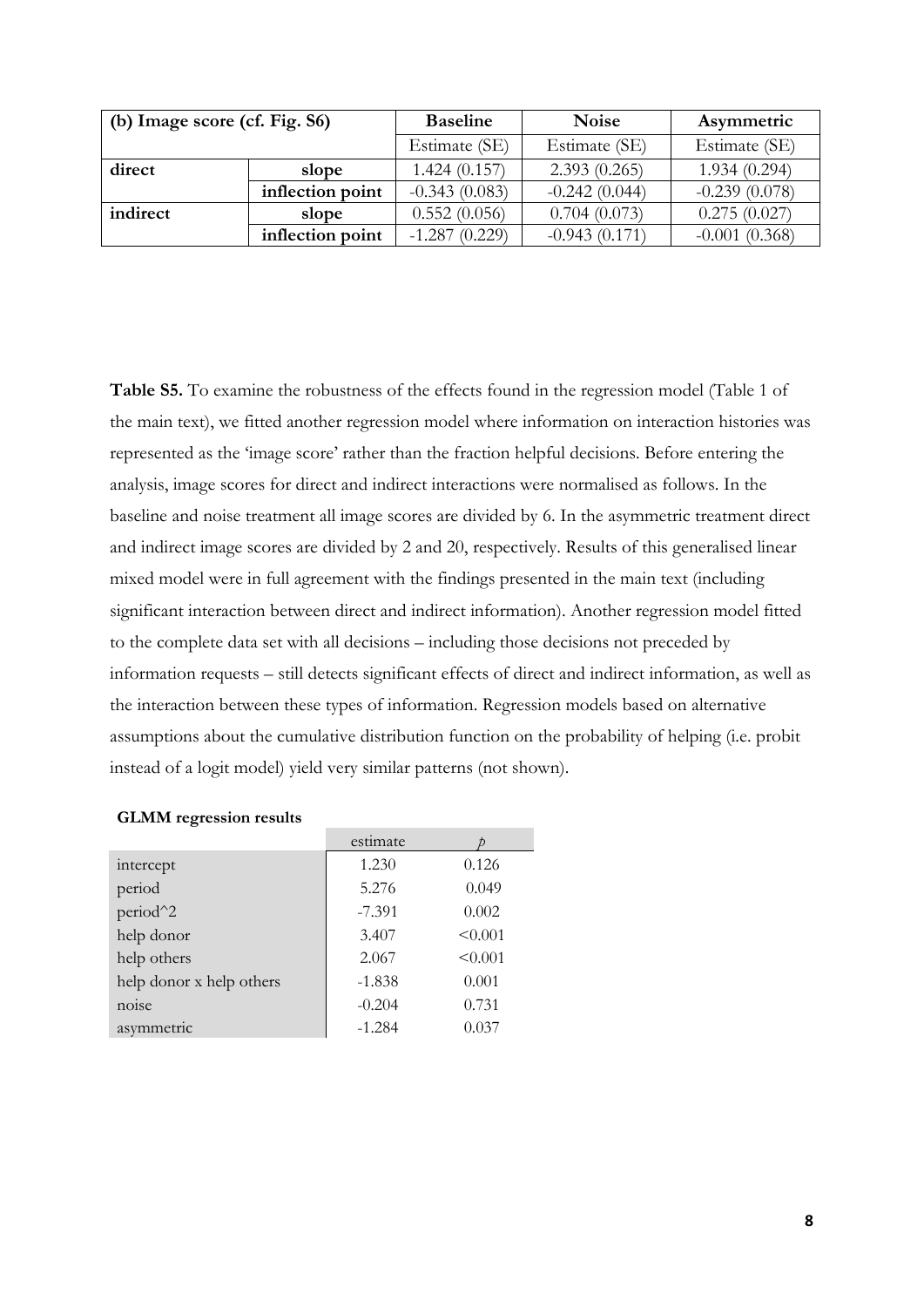| (b) Image score (cf. Fig. S6) | | Baseline | Noise | Asymmetric |
|---|---|---|---|---|
| | | Estimate (SE) | Estimate (SE) | Estimate (SE) |
| **direct** | **slope** | 1.424 (0.157) | 2.393 (0.265) | 1.934 (0.294) |
| | **inflection point** | -0.343 (0.083) | -0.242 (0.044) | -0.239 (0.078) |
| **indirect** | **slope** | 0.552 (0.056) | 0.704 (0.073) | 0.275 (0.027) |
| | **inflection point** | -1.287 (0.229) | -0.943 (0.171) | -0.001 (0.368) |

**Table S5.** To examine the robustness of the effects found in the regression model (Table 1 of the main text), we fitted another regression model where information on interaction histories was represented as the 'image score' rather than the fraction helpful decisions. Before entering the analysis, image scores for direct and indirect interactions were normalised as follows. In the baseline and noise treatment all image scores are divided by 6. In the asymmetric treatment direct and indirect image scores are divided by 2 and 20, respectively. Results of this generalised linear mixed model were in full agreement with the findings presented in the main text (including significant interaction between direct and indirect information). Another regression model fitted to the complete data set with all decisions – including those decisions not preceded by information requests – still detects significant effects of direct and indirect information, as well as the interaction between these types of information. Regression models based on alternative assumptions about the cumulative distribution function on the probability of helping (i.e. probit instead of a logit model) yield very similar patterns (not shown).

**GLMM regression results**

| | estimate | *p* |
|---|---|---|
| intercept | 1.230 | 0.126 |
| period | 5.276 | 0.049 |
| period^2 | -7.391 | 0.002 |
| help donor | 3.407 | <0.001 |
| help others | 2.067 | <0.001 |
| help donor x help others | -1.838 | 0.001 |
| noise | -0.204 | 0.731 |
| asymmetric | -1.284 | 0.037 |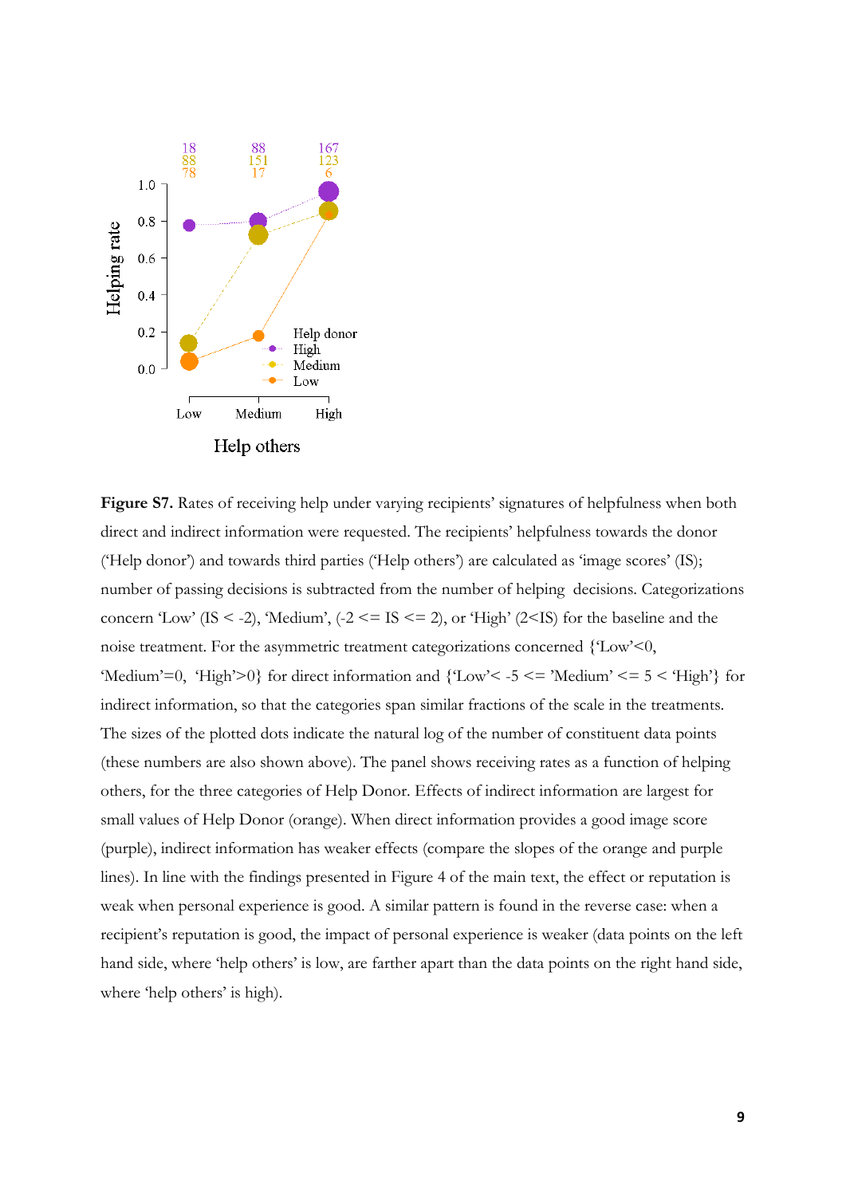**Figure S7.** Rates of receiving help under varying recipients' signatures of helpfulness when both direct and indirect information were requested. The recipients' helpfulness towards the donor ('Help donor') and towards third parties ('Help others') are calculated as 'image scores' (IS); number of passing decisions is subtracted from the number of helping decisions. Categorizations concern 'Low' (IS < -2), 'Medium', (-2 <= IS <= 2), or 'High' (2<IS) for the baseline and the noise treatment. For the asymmetric treatment categorizations concerned {'Low'<0, 'Medium'=0, 'High'>0} for direct information and {'Low'< -5 <= 'Medium' <= 5 < 'High'} for indirect information, so that the categories span similar fractions of the scale in the treatments. The sizes of the plotted dots indicate the natural log of the number of constituent data points (these numbers are also shown above). The panel shows receiving rates as a function of helping others, for the three categories of Help Donor. Effects of indirect information are largest for small values of Help Donor (orange). When direct information provides a good image score (purple), indirect information has weaker effects (compare the slopes of the orange and purple lines). In line with the findings presented in Figure 4 of the main text, the effect or reputation is weak when personal experience is good. A similar pattern is found in the reverse case: when a recipient's reputation is good, the impact of personal experience is weaker (data points on the left hand side, where 'help others' is low, are farther apart than the data points on the right hand side, where 'help others' is high).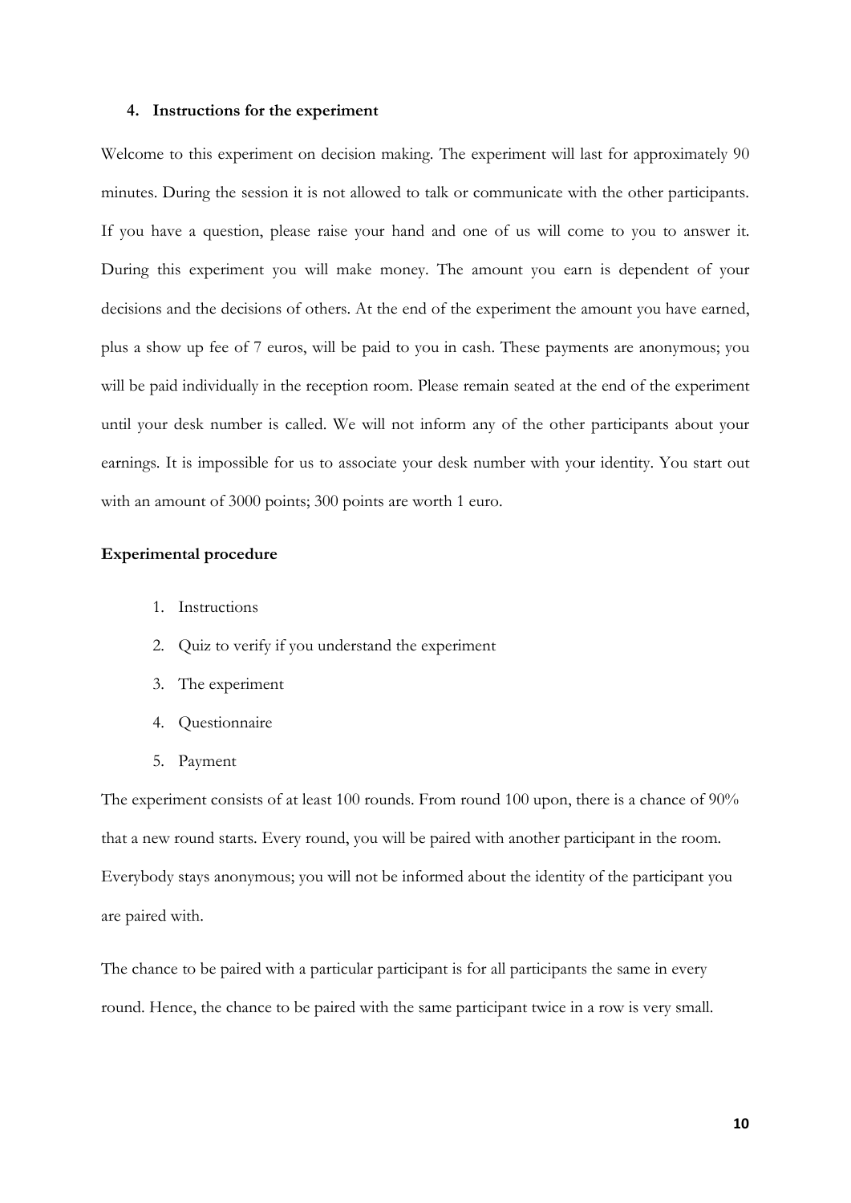### 4. Instructions for the experiment

Welcome to this experiment on decision making. The experiment will last for approximately 90 minutes. During the session it is not allowed to talk or communicate with the other participants. If you have a question, please raise your hand and one of us will come to you to answer it. During this experiment you will make money. The amount you earn is dependent of your decisions and the decisions of others. At the end of the experiment the amount you have earned, plus a show up fee of 7 euros, will be paid to you in cash. These payments are anonymous; you will be paid individually in the reception room. Please remain seated at the end of the experiment until your desk number is called. We will not inform any of the other participants about your earnings. It is impossible for us to associate your desk number with your identity. You start out with an amount of 3000 points; 300 points are worth 1 euro.

**Experimental procedure**

1. Instructions
2. Quiz to verify if you understand the experiment
3. The experiment
4. Questionnaire
5. Payment

The experiment consists of at least 100 rounds. From round 100 upon, there is a chance of 90% that a new round starts. Every round, you will be paired with another participant in the room. Everybody stays anonymous; you will not be informed about the identity of the participant you are paired with.

The chance to be paired with a particular participant is for all participants the same in every round. Hence, the chance to be paired with the same participant twice in a row is very small.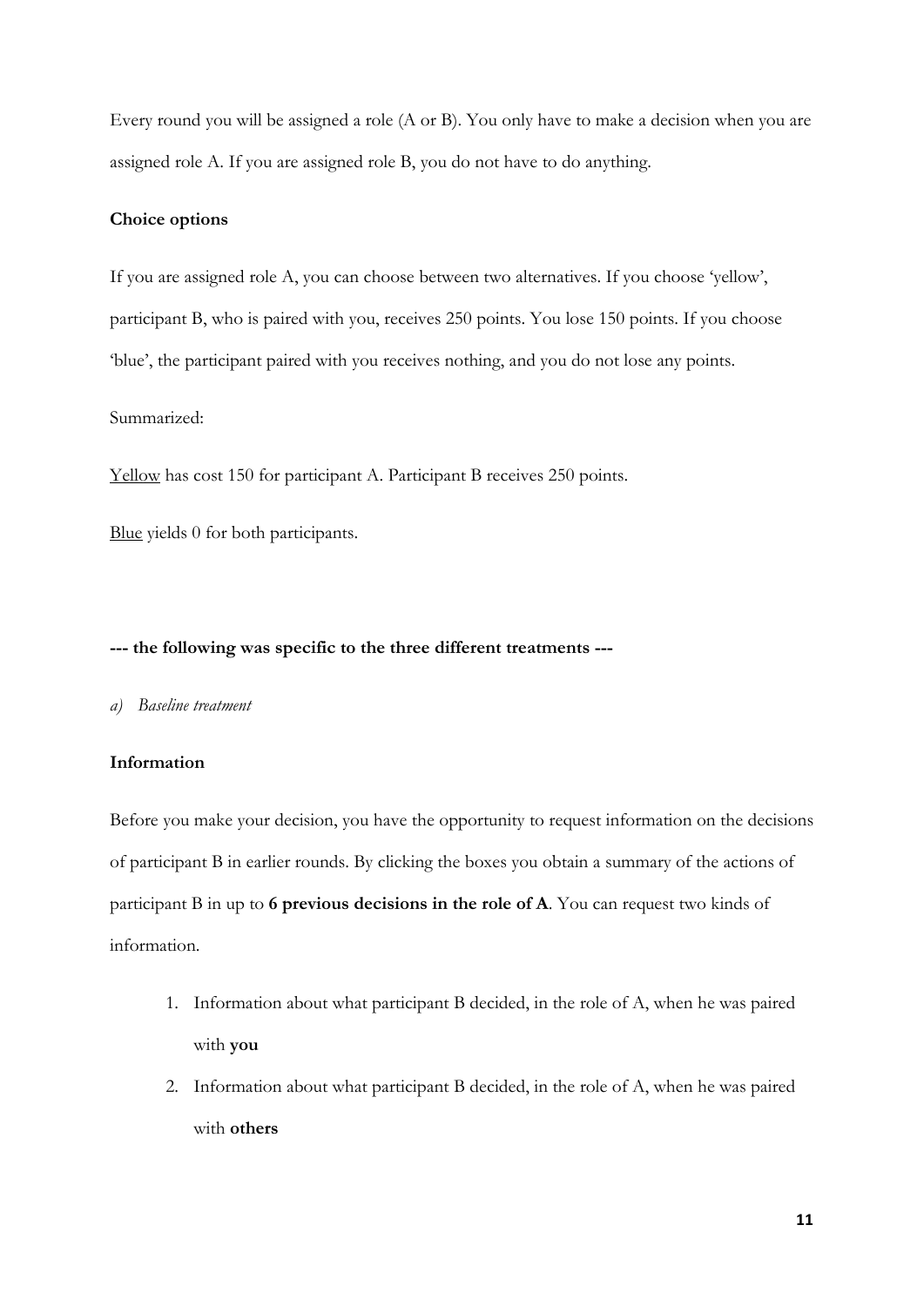Every round you will be assigned a role (A or B). You only have to make a decision when you are assigned role A. If you are assigned role B, you do not have to do anything.

**Choice options**

If you are assigned role A, you can choose between two alternatives. If you choose 'yellow', participant B, who is paired with you, receives 250 points. You lose 150 points. If you choose 'blue', the participant paired with you receives nothing, and you do not lose any points.

Summarized:

<u>Yellow</u> has cost 150 for participant A. Participant B receives 250 points.

<u>Blue</u> yields 0 for both participants.

**--- the following was specific to the three different treatments ---**

a) *Baseline treatment*

**Information**

Before you make your decision, you have the opportunity to request information on the decisions of participant B in earlier rounds. By clicking the boxes you obtain a summary of the actions of participant B in up to **6 previous decisions in the role of A**. You can request two kinds of information.

1. Information about what participant B decided, in the role of A, when he was paired with **you**
2. Information about what participant B decided, in the role of A, when he was paired with **others**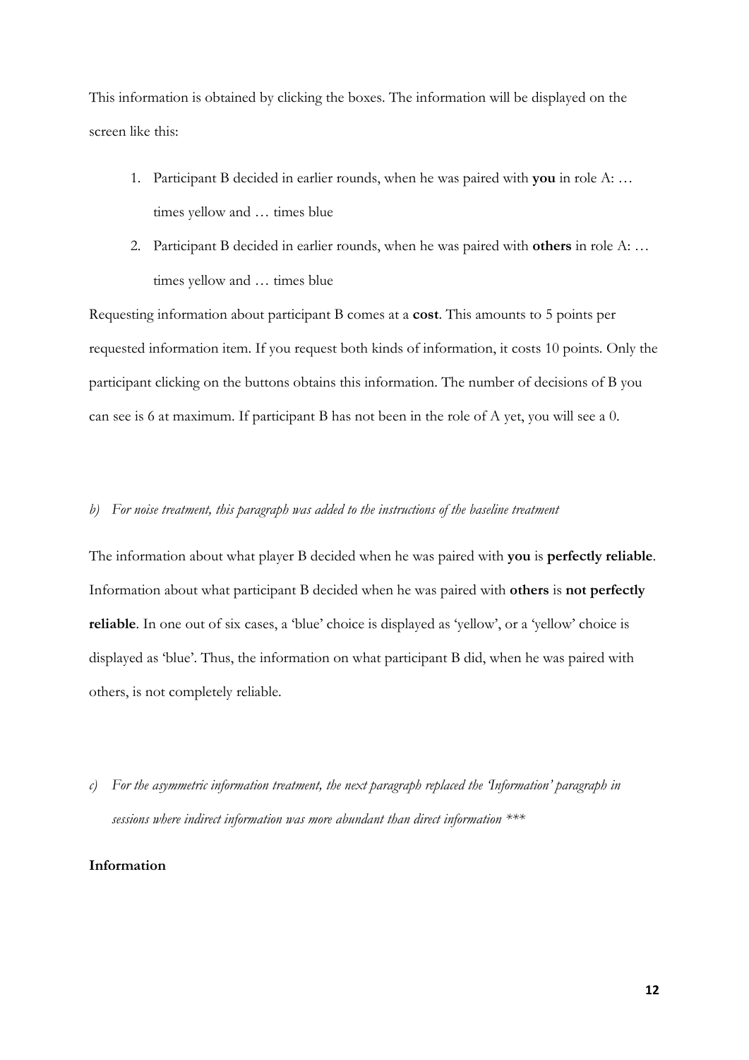This information is obtained by clicking the boxes. The information will be displayed on the screen like this:

1. Participant B decided in earlier rounds, when he was paired with **you** in role A: … times yellow and … times blue
2. Participant B decided in earlier rounds, when he was paired with **others** in role A: … times yellow and … times blue

Requesting information about participant B comes at a **cost**. This amounts to 5 points per requested information item. If you request both kinds of information, it costs 10 points. Only the participant clicking on the buttons obtains this information. The number of decisions of B you can see is 6 at maximum. If participant B has not been in the role of A yet, you will see a 0.

*b) For noise treatment, this paragraph was added to the instructions of the baseline treatment*

The information about what player B decided when he was paired with **you** is **perfectly reliable**. Information about what participant B decided when he was paired with **others** is **not perfectly reliable**. In one out of six cases, a 'blue' choice is displayed as 'yellow', or a 'yellow' choice is displayed as 'blue'. Thus, the information on what participant B did, when he was paired with others, is not completely reliable.

*c) For the asymmetric information treatment, the next paragraph replaced the 'Information' paragraph in sessions where indirect information was more abundant than direct information \*\*\**

**Information**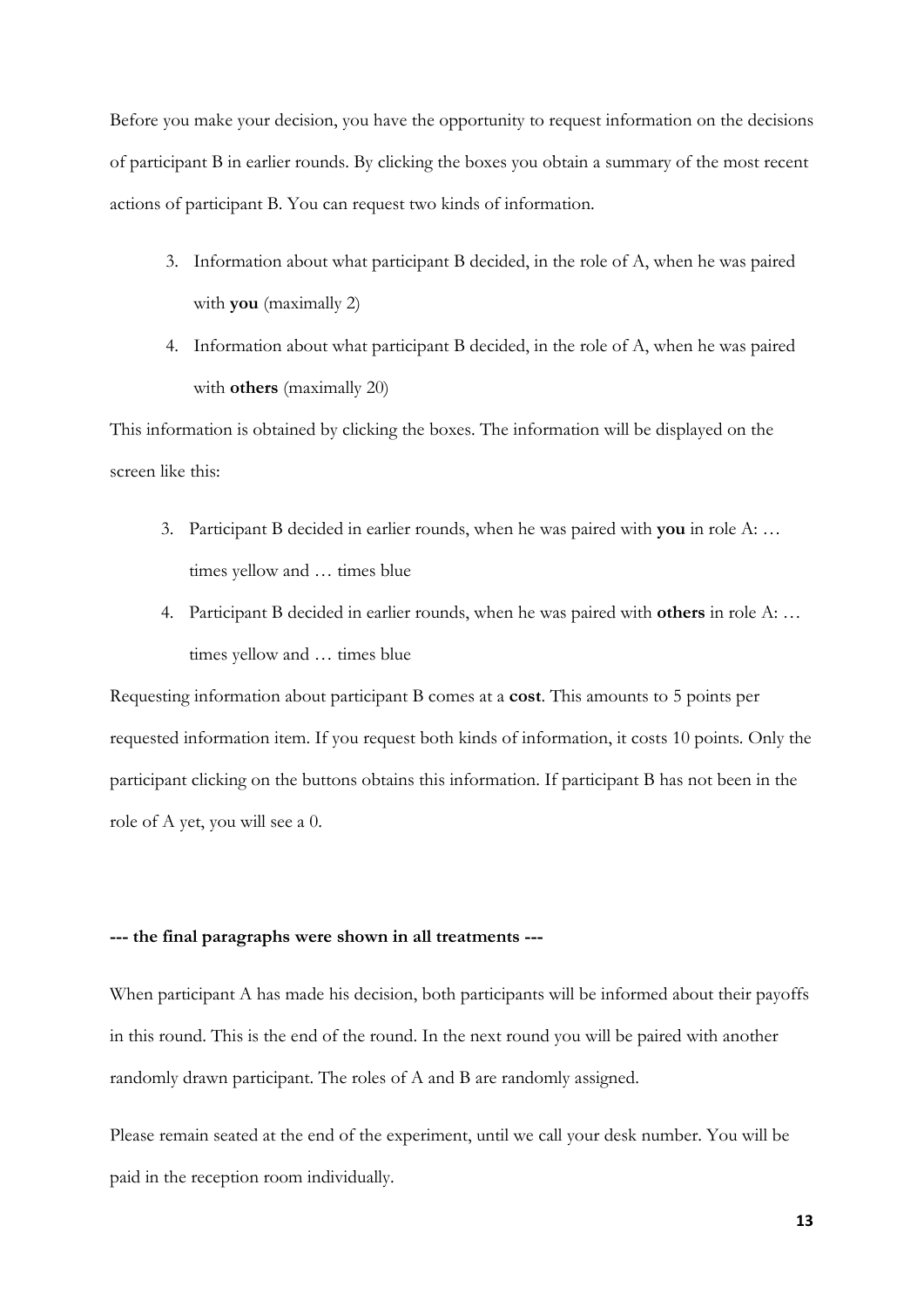Before you make your decision, you have the opportunity to request information on the decisions of participant B in earlier rounds. By clicking the boxes you obtain a summary of the most recent actions of participant B. You can request two kinds of information.

3. Information about what participant B decided, in the role of A, when he was paired with **you** (maximally 2)
4. Information about what participant B decided, in the role of A, when he was paired with **others** (maximally 20)

This information is obtained by clicking the boxes. The information will be displayed on the screen like this:

3. Participant B decided in earlier rounds, when he was paired with **you** in role A: … times yellow and … times blue
4. Participant B decided in earlier rounds, when he was paired with **others** in role A: … times yellow and … times blue

Requesting information about participant B comes at a **cost**. This amounts to 5 points per requested information item. If you request both kinds of information, it costs 10 points. Only the participant clicking on the buttons obtains this information. If participant B has not been in the role of A yet, you will see a 0.

**--- the final paragraphs were shown in all treatments ---**

When participant A has made his decision, both participants will be informed about their payoffs in this round. This is the end of the round. In the next round you will be paired with another randomly drawn participant. The roles of A and B are randomly assigned.

Please remain seated at the end of the experiment, until we call your desk number. You will be paid in the reception room individually.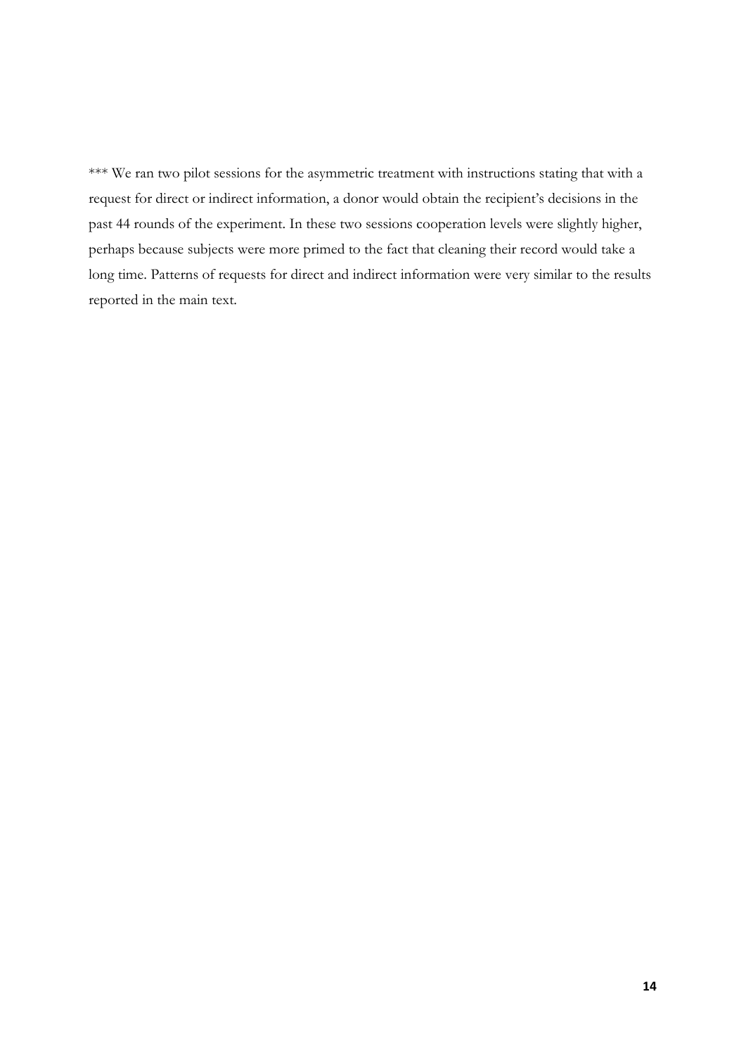*** We ran two pilot sessions for the asymmetric treatment with instructions stating that with a request for direct or indirect information, a donor would obtain the recipient's decisions in the past 44 rounds of the experiment. In these two sessions cooperation levels were slightly higher, perhaps because subjects were more primed to the fact that cleaning their record would take a long time. Patterns of requests for direct and indirect information were very similar to the results reported in the main text.